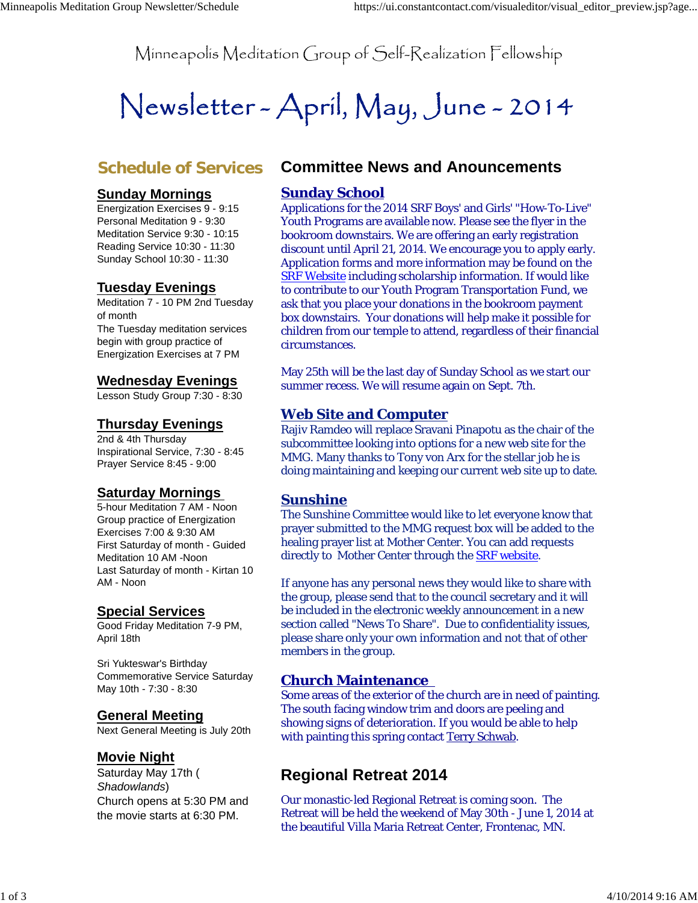Minneapolis Meditation Group of Self-Realization Fellowship

# Newsletter - April, May, June - 2014

## Schedule of Services

### Sunday Mornings

Energization Exercises 9 - 9:15
Personal Meditation 9 - 9:30
Meditation Service 9:30 - 10:15
Reading Service 10:30 - 11:30
Sunday School 10:30 - 11:30

### Tuesday Evenings

Meditation 7 - 10 PM 2nd Tuesday of month
The Tuesday meditation services begin with group practice of Energization Exercises at 7 PM

### Wednesday Evenings

Lesson Study Group 7:30 - 8:30

### Thursday Evenings

2nd & 4th Thursday
Inspirational Service, 7:30 - 8:45
Prayer Service 8:45 - 9:00

### Saturday Mornings

5-hour Meditation 7 AM - Noon
Group practice of Energization Exercises 7:00 & 9:30 AM
First Saturday of month - Guided Meditation 10 AM -Noon
Last Saturday of month - Kirtan 10 AM - Noon

### Special Services

Good Friday Meditation 7-9 PM, April 18th

Sri Yukteswar's Birthday Commemorative Service Saturday May 10th - 7:30 - 8:30

### General Meeting

Next General Meeting is July 20th

### Movie Night

Saturday May 17th (*Shadowlands*)
Church opens at 5:30 PM and the movie starts at 6:30 PM.

## Committee News and Anouncements

### Sunday School

Applications for the 2014 SRF Boys' and Girls' "How-To-Live" Youth Programs are available now. Please see the flyer in the bookroom downstairs. We are offering an early registration discount until April 21, 2014. We encourage you to apply early. Application forms and more information may be found on the SRF Website including scholarship information. If would like to contribute to our Youth Program Transportation Fund, we ask that you place your donations in the bookroom payment box downstairs. Your donations will help make it possible for children from our temple to attend, regardless of their financial circumstances.

May 25th will be the last day of Sunday School as we start our summer recess. We will resume again on Sept. 7th.

### Web Site and Computer

Rajiv Ramdeo will replace Sravani Pinapotu as the chair of the subcommittee looking into options for a new web site for the MMG. Many thanks to Tony von Arx for the stellar job he is doing maintaining and keeping our current web site up to date.

### Sunshine

The Sunshine Committee would like to let everyone know that prayer submitted to the MMG request box will be added to the healing prayer list at Mother Center. You can add requests directly to Mother Center through the SRF website.

If anyone has any personal news they would like to share with the group, please send that to the council secretary and it will be included in the electronic weekly announcement in a new section called "News To Share". Due to confidentiality issues, please share only your own information and not that of other members in the group.

### Church Maintenance

Some areas of the exterior of the church are in need of painting. The south facing window trim and doors are peeling and showing signs of deterioration. If you would be able to help with painting this spring contact Terry Schwab.

## Regional Retreat 2014

Our monastic-led Regional Retreat is coming soon. The Retreat will be held the weekend of May 30th - June 1, 2014 at the beautiful Villa Maria Retreat Center, Frontenac, MN.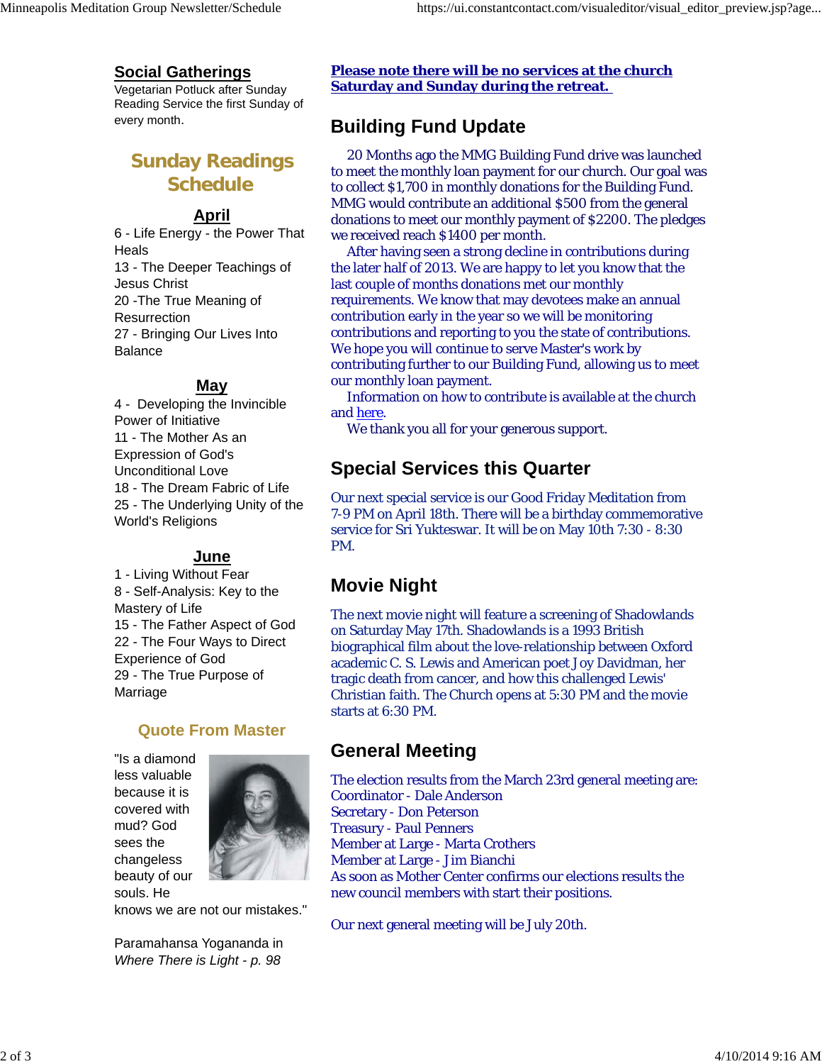## Social Gatherings

Vegetarian Potluck after Sunday Reading Service the first Sunday of every month.

## Sunday Readings Schedule

### April

6 - Life Energy - the Power That Heals
13 - The Deeper Teachings of Jesus Christ
20 -The True Meaning of Resurrection
27 - Bringing Our Lives Into Balance

### May

4 - Developing the Invincible Power of Initiative
11 - The Mother As an Expression of God's Unconditional Love
18 - The Dream Fabric of Life
25 - The Underlying Unity of the World's Religions

### June

1 - Living Without Fear
8 - Self-Analysis: Key to the Mastery of Life
15 - The Father Aspect of God
22 - The Four Ways to Direct Experience of God
29 - The True Purpose of Marriage

## Quote From Master

"Is a diamond less valuable because it is covered with mud? God sees the changeless beauty of our souls. He knows we are not our mistakes."

Paramahansa Yogananda in *Where There is Light - p. 98*

**Please note there will be no services at the church Saturday and Sunday during the retreat.**

## Building Fund Update

20 Months ago the MMG Building Fund drive was launched to meet the monthly loan payment for our church. Our goal was to collect $1,700 in monthly donations for the Building Fund. MMG would contribute an additional $500 from the general donations to meet our monthly payment of $2200. The pledges we received reach $1400 per month.

After having seen a strong decline in contributions during the later half of 2013. We are happy to let you know that the last couple of months donations met our monthly requirements. We know that may devotees make an annual contribution early in the year so we will be monitoring contributions and reporting to you the state of contributions. We hope you will continue to serve Master's work by contributing further to our Building Fund, allowing us to meet our monthly loan payment.

Information on how to contribute is available at the church and here.

We thank you all for your generous support.

## Special Services this Quarter

Our next special service is our Good Friday Meditation from 7-9 PM on April 18th. There will be a birthday commemorative service for Sri Yukteswar. It will be on May 10th 7:30 - 8:30 PM.

## Movie Night

The next movie night will feature a screening of Shadowlands on Saturday May 17th. Shadowlands is a 1993 British biographical film about the love-relationship between Oxford academic C. S. Lewis and American poet Joy Davidman, her tragic death from cancer, and how this challenged Lewis' Christian faith. The Church opens at 5:30 PM and the movie starts at 6:30 PM.

## General Meeting

The election results from the March 23rd general meeting are:
Coordinator - Dale Anderson
Secretary - Don Peterson
Treasury - Paul Penners
Member at Large - Marta Crothers
Member at Large - Jim Bianchi
As soon as Mother Center confirms our elections results the new council members with start their positions.

Our next general meeting will be July 20th.